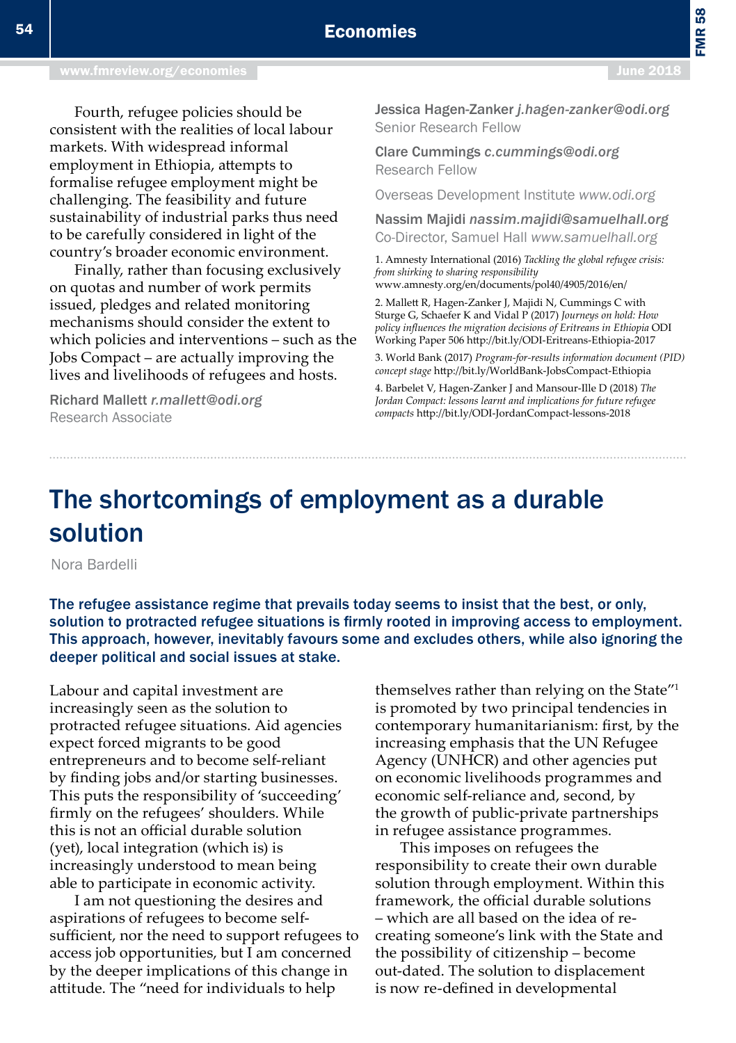Fourth, refugee policies should be consistent with the realities of local labour markets. With widespread informal employment in Ethiopia, attempts to formalise refugee employment might be challenging. The feasibility and future sustainability of industrial parks thus need to be carefully considered in light of the country's broader economic environment.

Finally, rather than focusing exclusively on quotas and number of work permits issued, pledges and related monitoring mechanisms should consider the extent to which policies and interventions – such as the Jobs Compact – are actually improving the lives and livelihoods of refugees and hosts.

Richard Mallett *r.mallett@odi.org*
Research Associate

Jessica Hagen-Zanker *j.hagen-zanker@odi.org*
Senior Research Fellow

Clare Cummings *c.cummings@odi.org*
Research Fellow

Overseas Development Institute *www.odi.org*

Nassim Majidi *nassim.majidi@samuelhall.org*
Co-Director, Samuel Hall *www.samuelhall.org*

1. Amnesty International (2016) *Tackling the global refugee crisis: from shirking to sharing responsibility*
www.amnesty.org/en/documents/pol40/4905/2016/en/

2. Mallett R, Hagen-Zanker J, Majidi N, Cummings C with Sturge G, Schaefer K and Vidal P (2017) *Journeys on hold: How policy influences the migration decisions of Eritreans in Ethiopia* ODI Working Paper 506 http://bit.ly/ODI-Eritreans-Ethiopia-2017

3. World Bank (2017) *Program-for-results information document (PID) concept stage* http://bit.ly/WorldBank-JobsCompact-Ethiopia

4. Barbelet V, Hagen-Zanker J and Mansour-Ille D (2018) *The Jordan Compact: lessons learnt and implications for future refugee compacts* http://bit.ly/ODI-JordanCompact-lessons-2018

# The shortcomings of employment as a durable solution

Nora Bardelli

**The refugee assistance regime that prevails today seems to insist that the best, or only, solution to protracted refugee situations is firmly rooted in improving access to employment. This approach, however, inevitably favours some and excludes others, while also ignoring the deeper political and social issues at stake.**

Labour and capital investment are increasingly seen as the solution to protracted refugee situations. Aid agencies expect forced migrants to be good entrepreneurs and to become self-reliant by finding jobs and/or starting businesses. This puts the responsibility of 'succeeding' firmly on the refugees' shoulders. While this is not an official durable solution (yet), local integration (which is) is increasingly understood to mean being able to participate in economic activity.

I am not questioning the desires and aspirations of refugees to become self-sufficient, nor the need to support refugees to access job opportunities, but I am concerned by the deeper implications of this change in attitude. The "need for individuals to help themselves rather than relying on the State"[1] is promoted by two principal tendencies in contemporary humanitarianism: first, by the increasing emphasis that the UN Refugee Agency (UNHCR) and other agencies put on economic livelihoods programmes and economic self-reliance and, second, by the growth of public-private partnerships in refugee assistance programmes.

This imposes on refugees the responsibility to create their own durable solution through employment. Within this framework, the official durable solutions – which are all based on the idea of re-creating someone's link with the State and the possibility of citizenship – become out-dated. The solution to displacement is now re-defined in developmental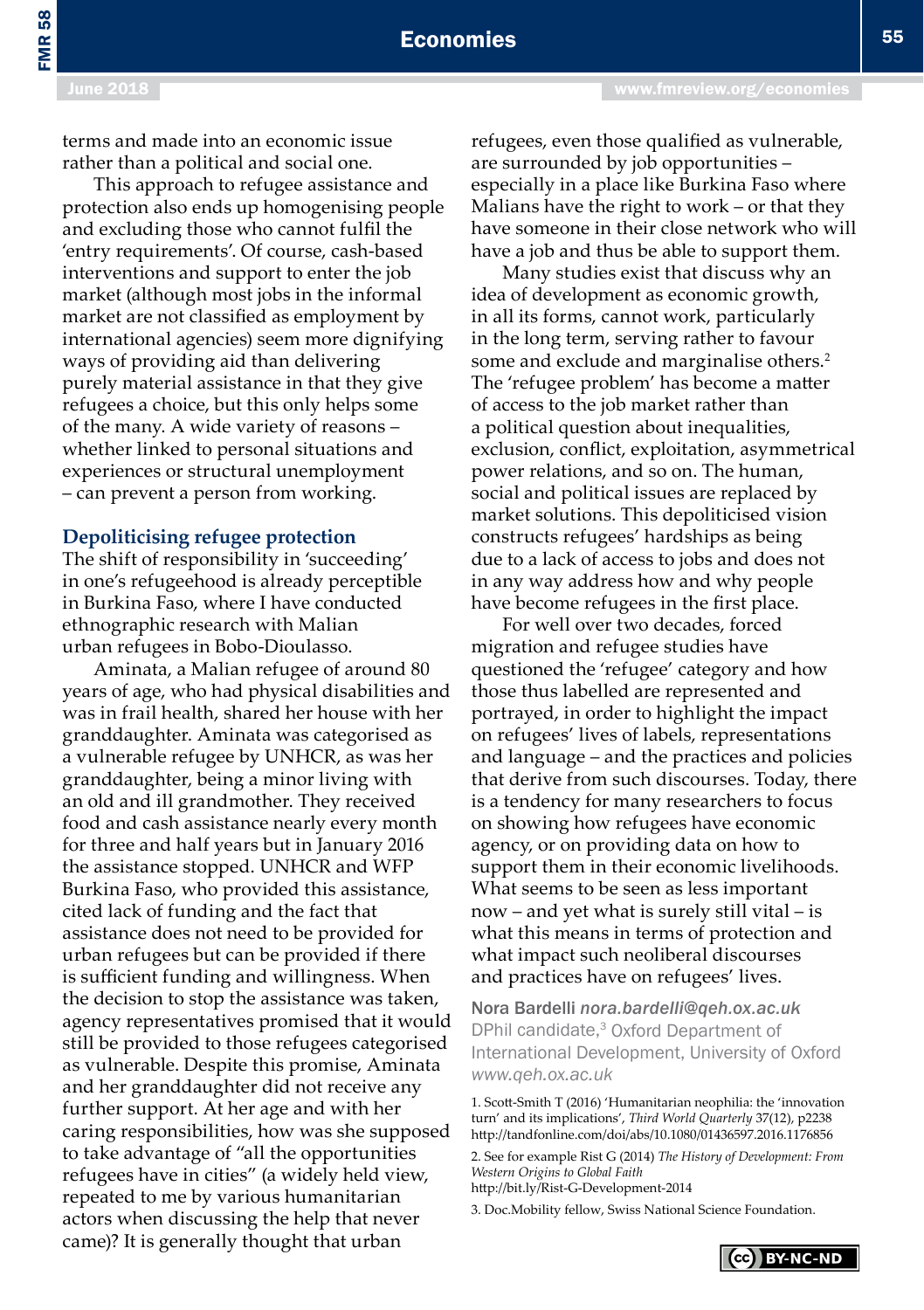terms and made into an economic issue rather than a political and social one.

This approach to refugee assistance and protection also ends up homogenising people and excluding those who cannot fulfil the 'entry requirements'. Of course, cash-based interventions and support to enter the job market (although most jobs in the informal market are not classified as employment by international agencies) seem more dignifying ways of providing aid than delivering purely material assistance in that they give refugees a choice, but this only helps some of the many. A wide variety of reasons – whether linked to personal situations and experiences or structural unemployment – can prevent a person from working.

### Depoliticising refugee protection

The shift of responsibility in 'succeeding' in one's refugeehood is already perceptible in Burkina Faso, where I have conducted ethnographic research with Malian urban refugees in Bobo-Dioulasso.

Aminata, a Malian refugee of around 80 years of age, who had physical disabilities and was in frail health, shared her house with her granddaughter. Aminata was categorised as a vulnerable refugee by UNHCR, as was her granddaughter, being a minor living with an old and ill grandmother. They received food and cash assistance nearly every month for three and half years but in January 2016 the assistance stopped. UNHCR and WFP Burkina Faso, who provided this assistance, cited lack of funding and the fact that assistance does not need to be provided for urban refugees but can be provided if there is sufficient funding and willingness. When the decision to stop the assistance was taken, agency representatives promised that it would still be provided to those refugees categorised as vulnerable. Despite this promise, Aminata and her granddaughter did not receive any further support. At her age and with her caring responsibilities, how was she supposed to take advantage of "all the opportunities refugees have in cities" (a widely held view, repeated to me by various humanitarian actors when discussing the help that never came)? It is generally thought that urban refugees, even those qualified as vulnerable, are surrounded by job opportunities – especially in a place like Burkina Faso where Malians have the right to work – or that they have someone in their close network who will have a job and thus be able to support them.

Many studies exist that discuss why an idea of development as economic growth, in all its forms, cannot work, particularly in the long term, serving rather to favour some and exclude and marginalise others.[2] The 'refugee problem' has become a matter of access to the job market rather than a political question about inequalities, exclusion, conflict, exploitation, asymmetrical power relations, and so on. The human, social and political issues are replaced by market solutions. This depoliticised vision constructs refugees' hardships as being due to a lack of access to jobs and does not in any way address how and why people have become refugees in the first place.

For well over two decades, forced migration and refugee studies have questioned the 'refugee' category and how those thus labelled are represented and portrayed, in order to highlight the impact on refugees' lives of labels, representations and language – and the practices and policies that derive from such discourses. Today, there is a tendency for many researchers to focus on showing how refugees have economic agency, or on providing data on how to support them in their economic livelihoods. What seems to be seen as less important now – and yet what is surely still vital – is what this means in terms of protection and what impact such neoliberal discourses and practices have on refugees' lives.

Nora Bardelli *nora.bardelli@qeh.ox.ac.uk*
DPhil candidate,[3] Oxford Department of International Development, University of Oxford
*www.qeh.ox.ac.uk*

1. Scott-Smith T (2016) 'Humanitarian neophilia: the 'innovation turn' and its implications', *Third World Quarterly* 37(12), p2238 http://tandfonline.com/doi/abs/10.1080/01436597.2016.1176856

2. See for example Rist G (2014) *The History of Development: From Western Origins to Global Faith* http://bit.ly/Rist-G-Development-2014

3. Doc.Mobility fellow, Swiss National Science Foundation.